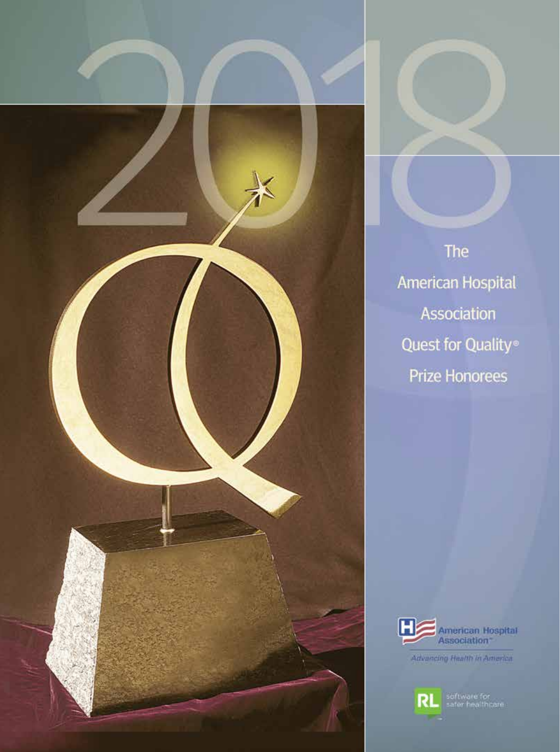# 2018

## The American Hospital Association Quest for Quality® Prize Honorees

American Hospital Association™

*Advancing Health in America*

RL software for safer healthcare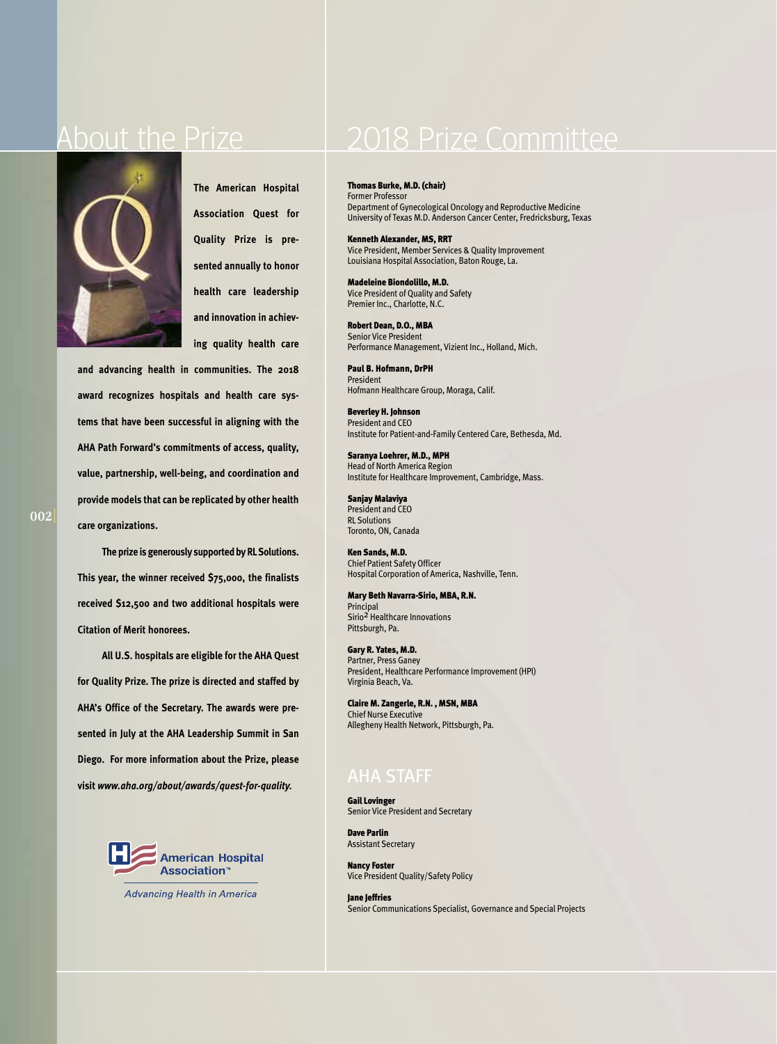# About the Prize

**The American Hospital Association Quest for Quality Prize is presented annually to honor health care leadership and innovation in achieving quality health care and advancing health in communities. The 2018 award recognizes hospitals and health care systems that have been successful in aligning with the AHA Path Forward's commitments of access, quality, value, partnership, well-being, and coordination and provide models that can be replicated by other health care organizations.**

**The prize is generously supported by RL Solutions. This year, the winner received $75,000, the finalists received $12,500 and two additional hospitals were Citation of Merit honorees.**

**All U.S. hospitals are eligible for the AHA Quest for Quality Prize. The prize is directed and staffed by AHA's Office of the Secretary. The awards were presented in July at the AHA Leadership Summit in San Diego. For more information about the Prize, please visit *www.aha.org/about/awards/quest-for-quality.***

American Hospital Association
*Advancing Health in America*

# 2018 Prize Committee

**Thomas Burke, M.D. (chair)**
Former Professor
Department of Gynecological Oncology and Reproductive Medicine
University of Texas M.D. Anderson Cancer Center, Fredricksburg, Texas

**Kenneth Alexander, MS, RRT**
Vice President, Member Services & Quality Improvement
Louisiana Hospital Association, Baton Rouge, La.

**Madeleine Biondolillo, M.D.**
Vice President of Quality and Safety
Premier Inc., Charlotte, N.C.

**Robert Dean, D.O., MBA**
Senior Vice President
Performance Management, Vizient Inc., Holland, Mich.

**Paul B. Hofmann, DrPH**
President
Hofmann Healthcare Group, Moraga, Calif.

**Beverley H. Johnson**
President and CEO
Institute for Patient-and-Family Centered Care, Bethesda, Md.

**Saranya Loehrer, M.D., MPH**
Head of North America Region
Institute for Healthcare Improvement, Cambridge, Mass.

**Sanjay Malaviya**
President and CEO
RL Solutions
Toronto, ON, Canada

**Ken Sands, M.D.**
Chief Patient Safety Officer
Hospital Corporation of America, Nashville, Tenn.

**Mary Beth Navarra-Sirio, MBA, R.N.**
Principal
Sirio$^2$ Healthcare Innovations
Pittsburgh, Pa.

**Gary R. Yates, M.D.**
Partner, Press Ganey
President, Healthcare Performance Improvement (HPI)
Virginia Beach, Va.

**Claire M. Zangerle, R.N. , MSN, MBA**
Chief Nurse Executive
Allegheny Health Network, Pittsburgh, Pa.

## AHA STAFF

**Gail Lovinger**
Senior Vice President and Secretary

**Dave Parlin**
Assistant Secretary

**Nancy Foster**
Vice President Quality/Safety Policy

**Jane Jeffries**
Senior Communications Specialist, Governance and Special Projects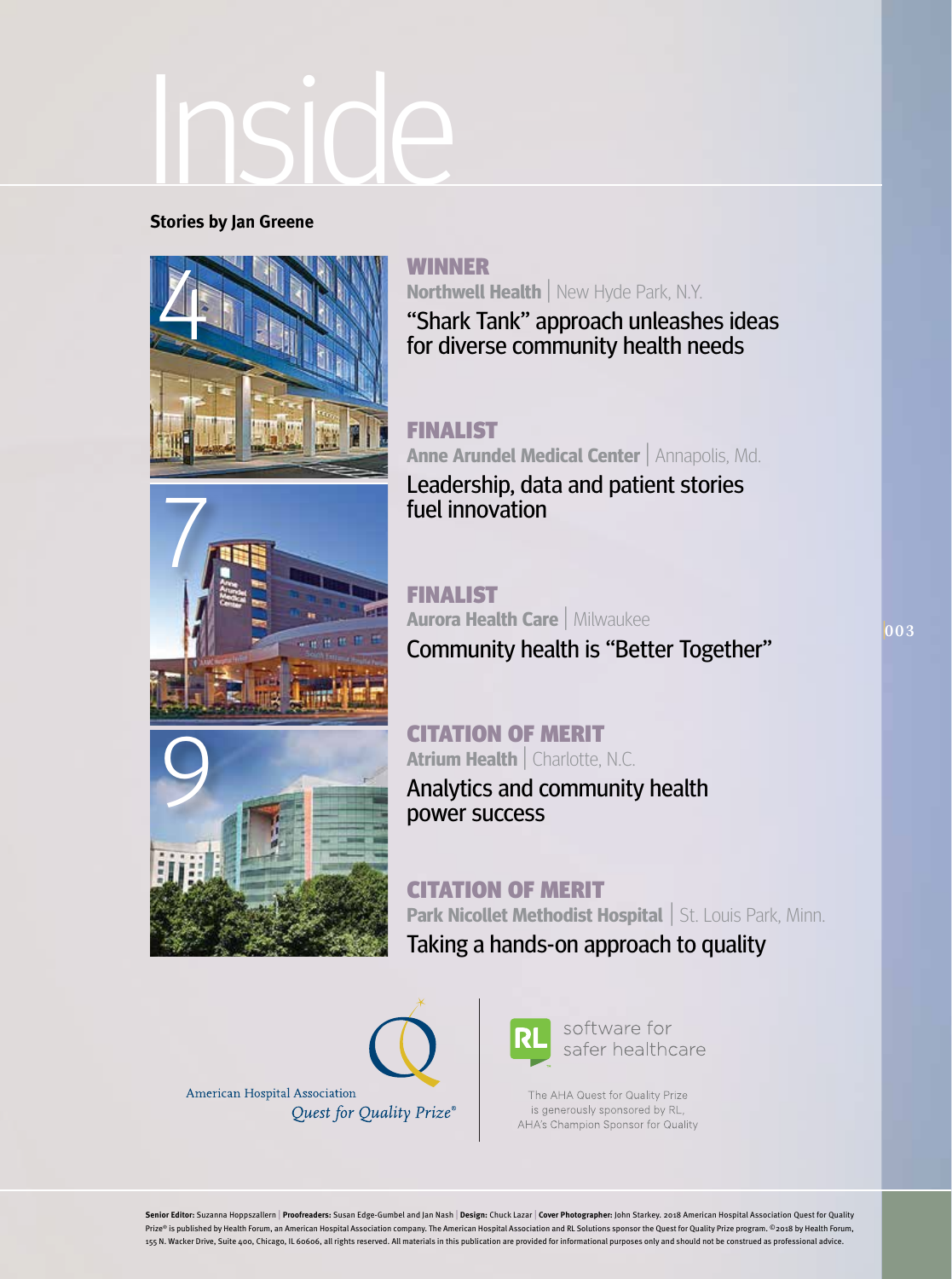# Inside

**Stories by Jan Greene**

4

**WINNER**

**Northwell Health** | New Hyde Park, N.Y.

"Shark Tank" approach unleashes ideas for diverse community health needs

7

**FINALIST**

**Anne Arundel Medical Center** | Annapolis, Md.

Leadership, data and patient stories fuel innovation

**FINALIST**

**Aurora Health Care** | Milwaukee

Community health is "Better Together"

9

**CITATION OF MERIT**

**Atrium Health** | Charlotte, N.C.

Analytics and community health power success

**CITATION OF MERIT**

**Park Nicollet Methodist Hospital** | St. Louis Park, Minn.

Taking a hands-on approach to quality

American Hospital Association
*Quest for Quality Prize®*

RL software for safer healthcare

The AHA Quest for Quality Prize is generously sponsored by RL, AHA's Champion Sponsor for Quality

**Senior Editor:** Suzanna Hoppszallern | **Proofreaders:** Susan Edge-Gumbel and Jan Nash | **Design:** Chuck Lazar | **Cover Photographer:** John Starkey. 2018 American Hospital Association Quest for Quality Prize® is published by Health Forum, an American Hospital Association company. The American Hospital Association and RL Solutions sponsor the Quest for Quality Prize program. ©2018 by Health Forum, 155 N. Wacker Drive, Suite 400, Chicago, IL 60606, all rights reserved. All materials in this publication are provided for informational purposes only and should not be construed as professional advice.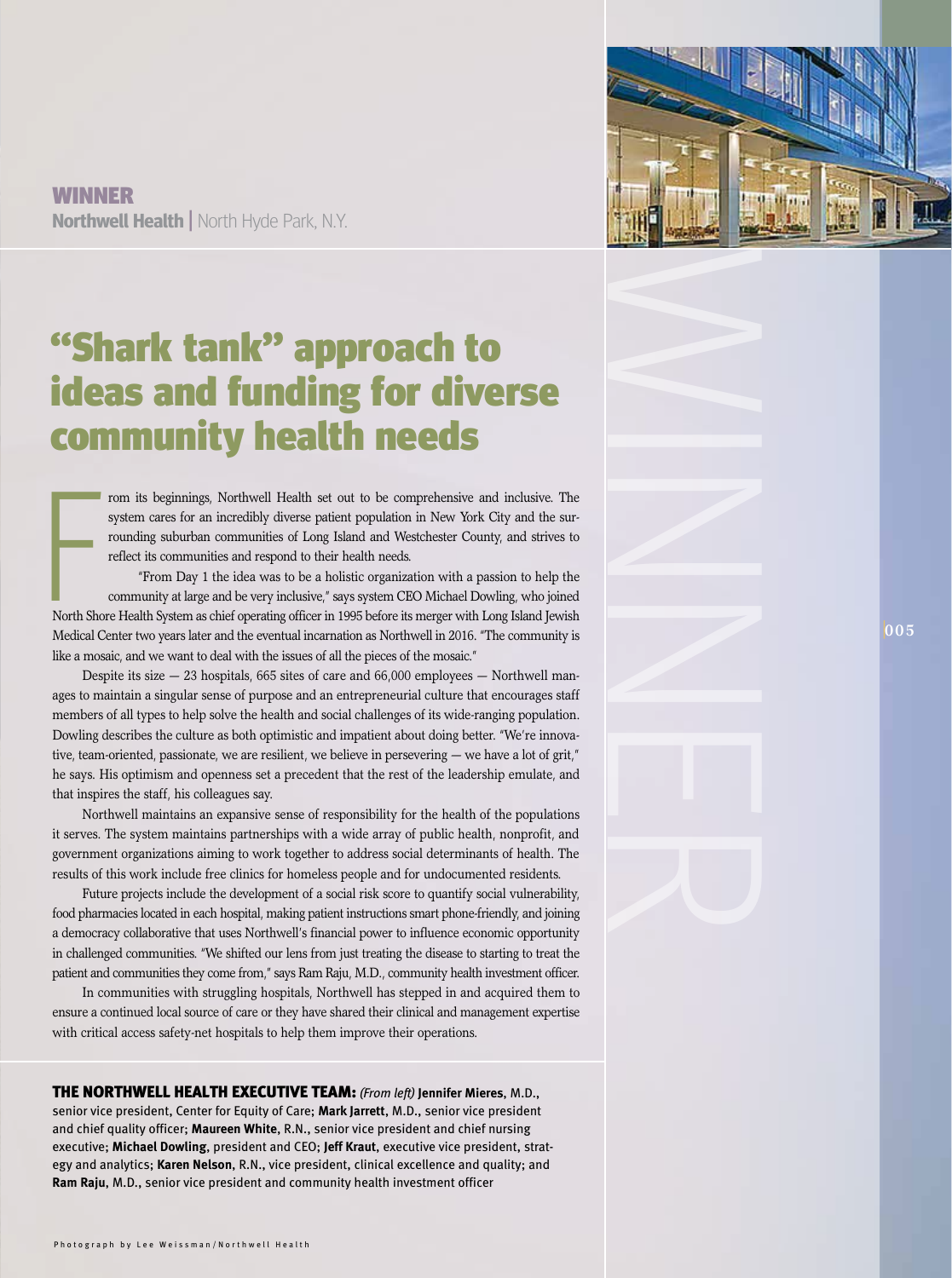**WINNER**

**Northwell Health** | North Hyde Park, N.Y.

# "Shark tank" approach to ideas and funding for diverse community health needs

From its beginnings, Northwell Health set out to be comprehensive and inclusive. The system cares for an incredibly diverse patient population in New York City and the surrounding suburban communities of Long Island and Westchester County, and strives to reflect its communities and respond to their health needs.

"From Day 1 the idea was to be a holistic organization with a passion to help the community at large and be very inclusive," says system CEO Michael Dowling, who joined North Shore Health System as chief operating officer in 1995 before its merger with Long Island Jewish Medical Center two years later and the eventual incarnation as Northwell in 2016. "The community is like a mosaic, and we want to deal with the issues of all the pieces of the mosaic."

Despite its size — 23 hospitals, 665 sites of care and 66,000 employees — Northwell manages to maintain a singular sense of purpose and an entrepreneurial culture that encourages staff members of all types to help solve the health and social challenges of its wide-ranging population. Dowling describes the culture as both optimistic and impatient about doing better. "We're innovative, team-oriented, passionate, we are resilient, we believe in persevering — we have a lot of grit," he says. His optimism and openness set a precedent that the rest of the leadership emulate, and that inspires the staff, his colleagues say.

Northwell maintains an expansive sense of responsibility for the health of the populations it serves. The system maintains partnerships with a wide array of public health, nonprofit, and government organizations aiming to work together to address social determinants of health. The results of this work include free clinics for homeless people and for undocumented residents.

Future projects include the development of a social risk score to quantify social vulnerability, food pharmacies located in each hospital, making patient instructions smart phone-friendly, and joining a democracy collaborative that uses Northwell's financial power to influence economic opportunity in challenged communities. "We shifted our lens from just treating the disease to starting to treat the patient and communities they come from," says Ram Raju, M.D., community health investment officer.

In communities with struggling hospitals, Northwell has stepped in and acquired them to ensure a continued local source of care or they have shared their clinical and management expertise with critical access safety-net hospitals to help them improve their operations.

**THE NORTHWELL HEALTH EXECUTIVE TEAM:** *(From left)* **Jennifer Mieres**, M.D., senior vice president, Center for Equity of Care; **Mark Jarrett**, M.D., senior vice president and chief quality officer; **Maureen White**, R.N., senior vice president and chief nursing executive; **Michael Dowling**, president and CEO; **Jeff Kraut**, executive vice president, strategy and analytics; **Karen Nelson**, R.N., vice president, clinical excellence and quality; and **Ram Raju**, M.D., senior vice president and community health investment officer

Photograph by Lee Weissman/Northwell Health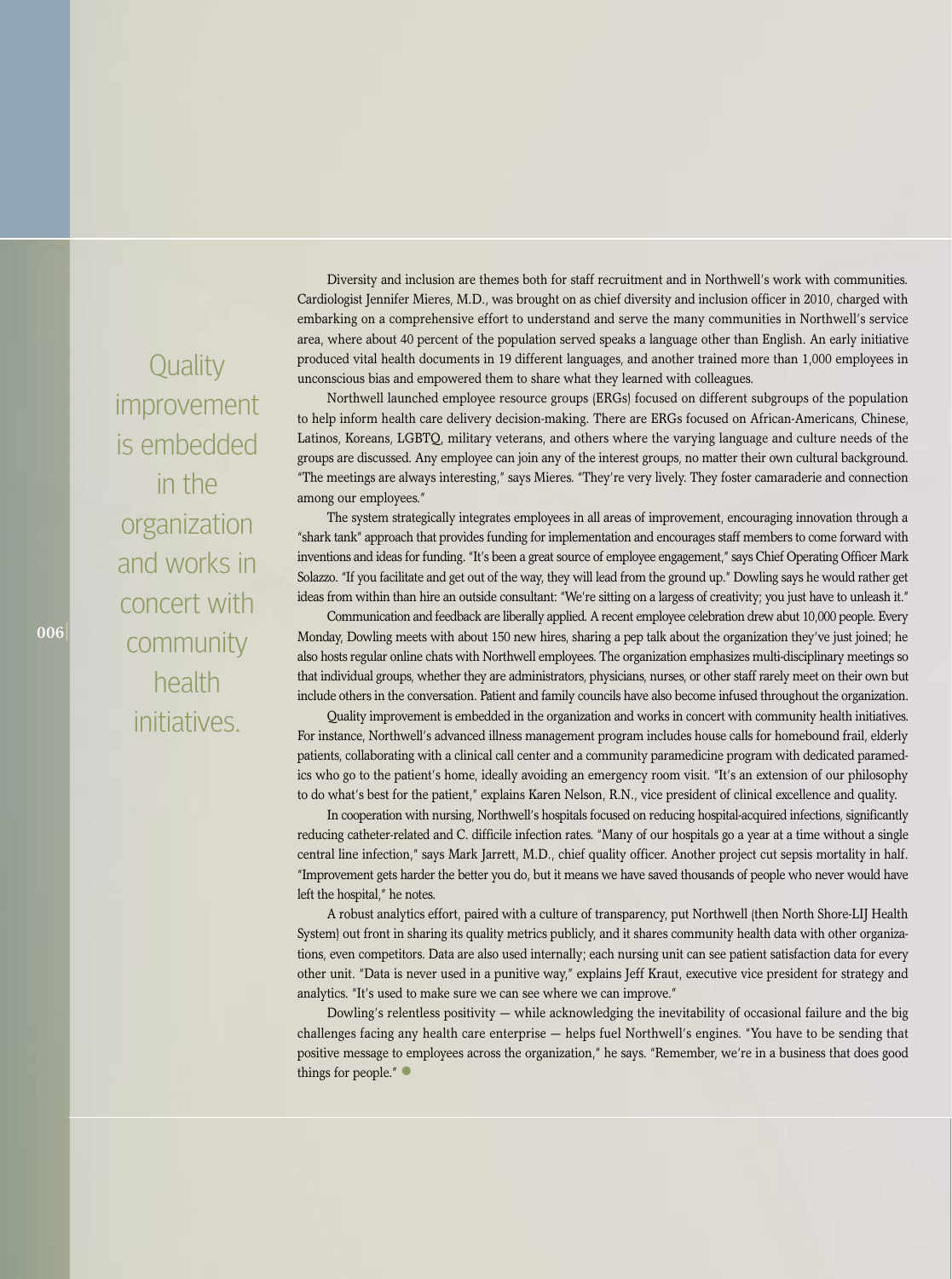Quality improvement is embedded in the organization and works in concert with community health initiatives.

Diversity and inclusion are themes both for staff recruitment and in Northwell's work with communities. Cardiologist Jennifer Mieres, M.D., was brought on as chief diversity and inclusion officer in 2010, charged with embarking on a comprehensive effort to understand and serve the many communities in Northwell's service area, where about 40 percent of the population served speaks a language other than English. An early initiative produced vital health documents in 19 different languages, and another trained more than 1,000 employees in unconscious bias and empowered them to share what they learned with colleagues.

Northwell launched employee resource groups (ERGs) focused on different subgroups of the population to help inform health care delivery decision-making. There are ERGs focused on African-Americans, Chinese, Latinos, Koreans, LGBTQ, military veterans, and others where the varying language and culture needs of the groups are discussed. Any employee can join any of the interest groups, no matter their own cultural background. "The meetings are always interesting," says Mieres. "They're very lively. They foster camaraderie and connection among our employees."

The system strategically integrates employees in all areas of improvement, encouraging innovation through a "shark tank" approach that provides funding for implementation and encourages staff members to come forward with inventions and ideas for funding. "It's been a great source of employee engagement," says Chief Operating Officer Mark Solazzo. "If you facilitate and get out of the way, they will lead from the ground up." Dowling says he would rather get ideas from within than hire an outside consultant: "We're sitting on a largess of creativity; you just have to unleash it."

Communication and feedback are liberally applied. A recent employee celebration drew abut 10,000 people. Every Monday, Dowling meets with about 150 new hires, sharing a pep talk about the organization they've just joined; he also hosts regular online chats with Northwell employees. The organization emphasizes multi-disciplinary meetings so that individual groups, whether they are administrators, physicians, nurses, or other staff rarely meet on their own but include others in the conversation. Patient and family councils have also become infused throughout the organization.

Quality improvement is embedded in the organization and works in concert with community health initiatives. For instance, Northwell's advanced illness management program includes house calls for homebound frail, elderly patients, collaborating with a clinical call center and a community paramedicine program with dedicated paramedics who go to the patient's home, ideally avoiding an emergency room visit. "It's an extension of our philosophy to do what's best for the patient," explains Karen Nelson, R.N., vice president of clinical excellence and quality.

In cooperation with nursing, Northwell's hospitals focused on reducing hospital-acquired infections, significantly reducing catheter-related and C. difficile infection rates. "Many of our hospitals go a year at a time without a single central line infection," says Mark Jarrett, M.D., chief quality officer. Another project cut sepsis mortality in half. "Improvement gets harder the better you do, but it means we have saved thousands of people who never would have left the hospital," he notes.

A robust analytics effort, paired with a culture of transparency, put Northwell (then North Shore-LIJ Health System) out front in sharing its quality metrics publicly, and it shares community health data with other organizations, even competitors. Data are also used internally; each nursing unit can see patient satisfaction data for every other unit. "Data is never used in a punitive way," explains Jeff Kraut, executive vice president for strategy and analytics. "It's used to make sure we can see where we can improve."

Dowling's relentless positivity — while acknowledging the inevitability of occasional failure and the big challenges facing any health care enterprise — helps fuel Northwell's engines. "You have to be sending that positive message to employees across the organization," he says. "Remember, we're in a business that does good things for people."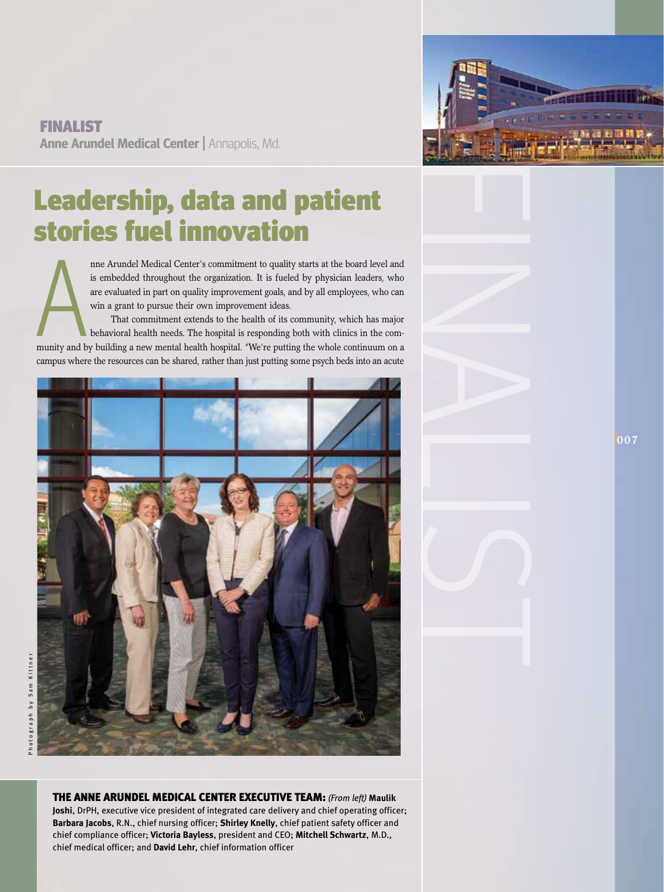**FINALIST**
**Anne Arundel Medical Center** | Annapolis, Md.

# Leadership, data and patient stories fuel innovation

Anne Arundel Medical Center's commitment to quality starts at the board level and is embedded throughout the organization. It is fueled by physician leaders, who are evaluated in part on quality improvement goals, and by all employees, who can win a grant to pursue their own improvement ideas.

That commitment extends to the health of its community, which has major behavioral health needs. The hospital is responding both with clinics in the community and by building a new mental health hospital. "We're putting the whole continuum on a campus where the resources can be shared, rather than just putting some psych beds into an acute

Photograph by Sam Kittner

**THE ANNE ARUNDEL MEDICAL CENTER EXECUTIVE TEAM:** *(From left)* **Maulik Joshi**, DrPH, executive vice president of integrated care delivery and chief operating officer; **Barbara Jacobs**, R.N., chief nursing officer; **Shirley Knelly**, chief patient safety officer and chief compliance officer; **Victoria Bayless**, president and CEO; **Mitchell Schwartz**, M.D., chief medical officer; and **David Lehr**, chief information officer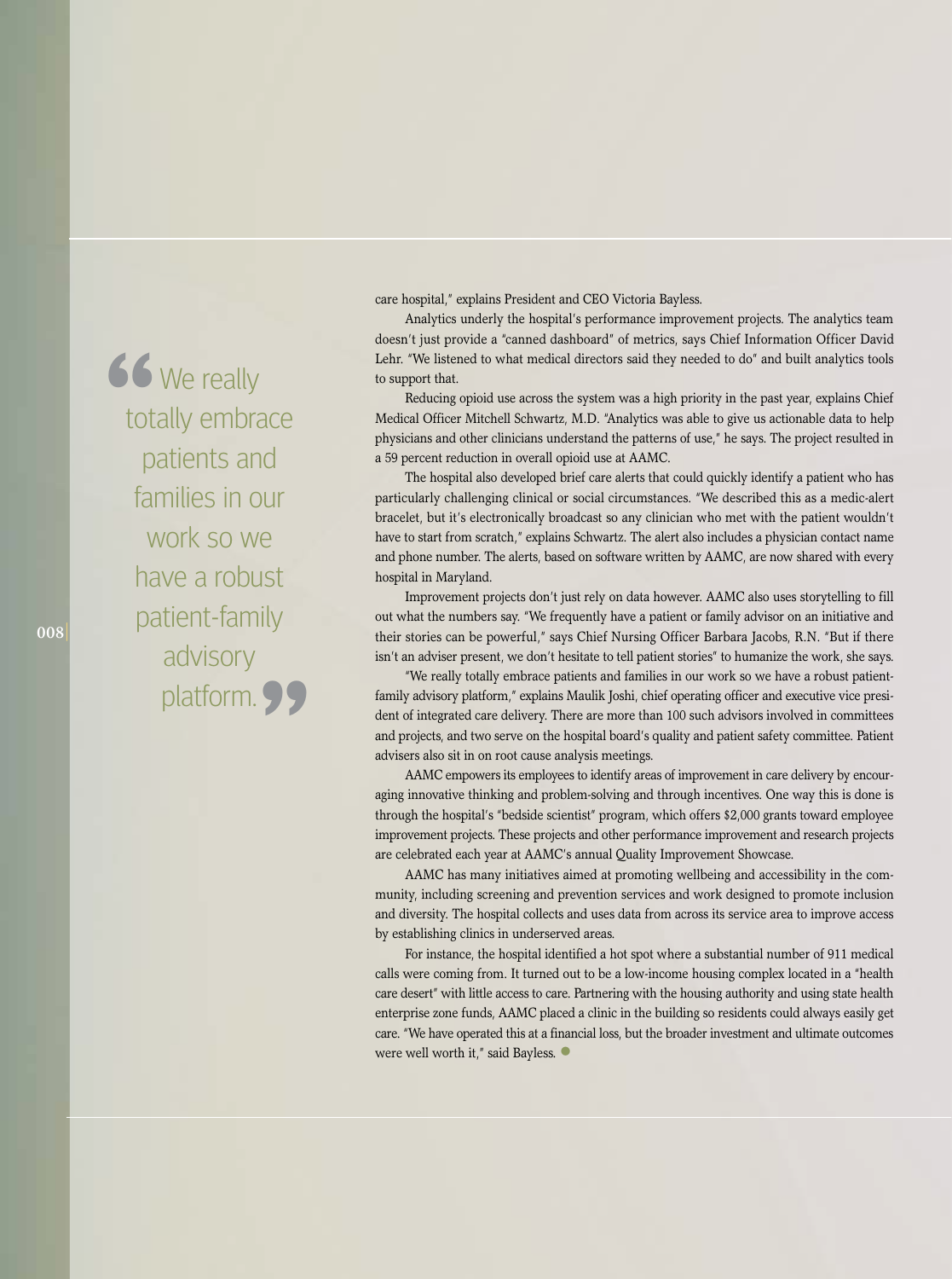> "We really totally embrace patients and families in our work so we have a robust patient-family advisory platform."

care hospital," explains President and CEO Victoria Bayless.

Analytics underly the hospital's performance improvement projects. The analytics team doesn't just provide a "canned dashboard" of metrics, says Chief Information Officer David Lehr. "We listened to what medical directors said they needed to do" and built analytics tools to support that.

Reducing opioid use across the system was a high priority in the past year, explains Chief Medical Officer Mitchell Schwartz, M.D. "Analytics was able to give us actionable data to help physicians and other clinicians understand the patterns of use," he says. The project resulted in a 59 percent reduction in overall opioid use at AAMC.

The hospital also developed brief care alerts that could quickly identify a patient who has particularly challenging clinical or social circumstances. "We described this as a medic-alert bracelet, but it's electronically broadcast so any clinician who met with the patient wouldn't have to start from scratch," explains Schwartz. The alert also includes a physician contact name and phone number. The alerts, based on software written by AAMC, are now shared with every hospital in Maryland.

Improvement projects don't just rely on data however. AAMC also uses storytelling to fill out what the numbers say. "We frequently have a patient or family advisor on an initiative and their stories can be powerful," says Chief Nursing Officer Barbara Jacobs, R.N. "But if there isn't an adviser present, we don't hesitate to tell patient stories" to humanize the work, she says.

"We really totally embrace patients and families in our work so we have a robust patient-family advisory platform," explains Maulik Joshi, chief operating officer and executive vice president of integrated care delivery. There are more than 100 such advisors involved in committees and projects, and two serve on the hospital board's quality and patient safety committee. Patient advisers also sit in on root cause analysis meetings.

AAMC empowers its employees to identify areas of improvement in care delivery by encouraging innovative thinking and problem-solving and through incentives. One way this is done is through the hospital's "bedside scientist" program, which offers $2,000 grants toward employee improvement projects. These projects and other performance improvement and research projects are celebrated each year at AAMC's annual Quality Improvement Showcase.

AAMC has many initiatives aimed at promoting wellbeing and accessibility in the community, including screening and prevention services and work designed to promote inclusion and diversity. The hospital collects and uses data from across its service area to improve access by establishing clinics in underserved areas.

For instance, the hospital identified a hot spot where a substantial number of 911 medical calls were coming from. It turned out to be a low-income housing complex located in a "health care desert" with little access to care. Partnering with the housing authority and using state health enterprise zone funds, AAMC placed a clinic in the building so residents could always easily get care. "We have operated this at a financial loss, but the broader investment and ultimate outcomes were well worth it," said Bayless.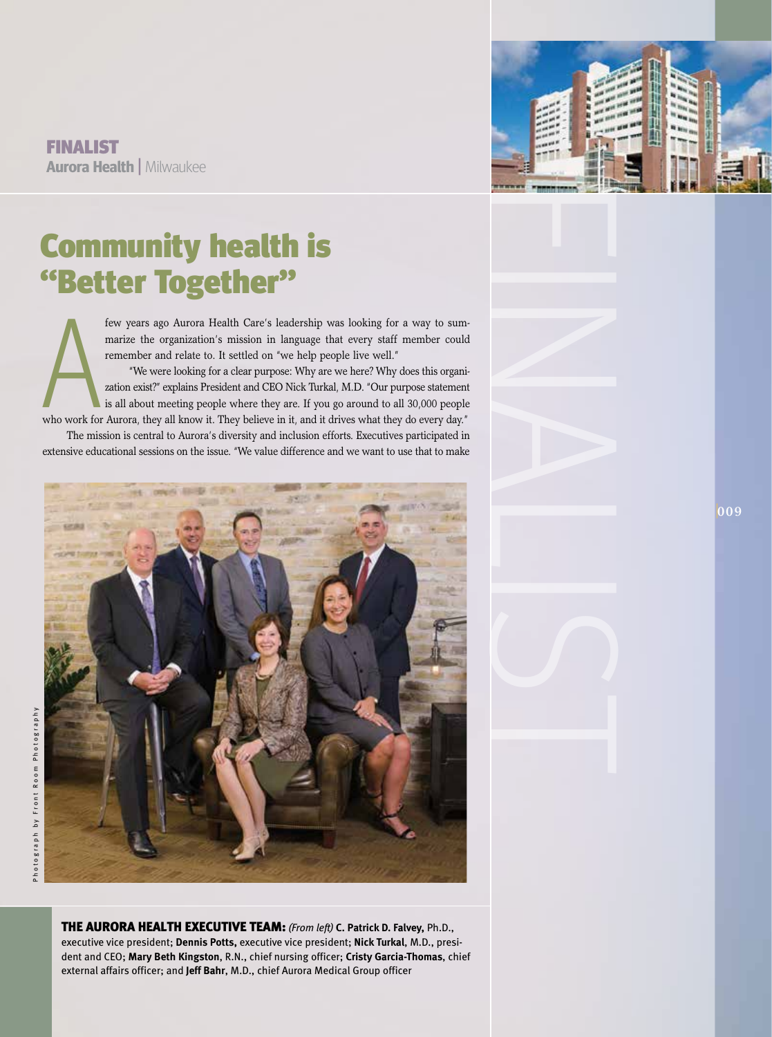**FINALIST**
**Aurora Health** | Milwaukee

# Community health is "Better Together"

A few years ago Aurora Health Care's leadership was looking for a way to summarize the organization's mission in language that every staff member could remember and relate to. It settled on "we help people live well."

"We were looking for a clear purpose: Why are we here? Why does this organization exist?" explains President and CEO Nick Turkal, M.D. "Our purpose statement is all about meeting people where they are. If you go around to all 30,000 people who work for Aurora, they all know it. They believe in it, and it drives what they do every day."

The mission is central to Aurora's diversity and inclusion efforts. Executives participated in extensive educational sessions on the issue. "We value difference and we want to use that to make

Photograph by Front Room Photography

**THE AURORA HEALTH EXECUTIVE TEAM:** *(From left)* **C. Patrick D. Falvey,** Ph.D., executive vice president; **Dennis Potts,** executive vice president; **Nick Turkal**, M.D., president and CEO; **Mary Beth Kingston**, R.N., chief nursing officer; **Cristy Garcia-Thomas**, chief external affairs officer; and **Jeff Bahr,** M.D., chief Aurora Medical Group officer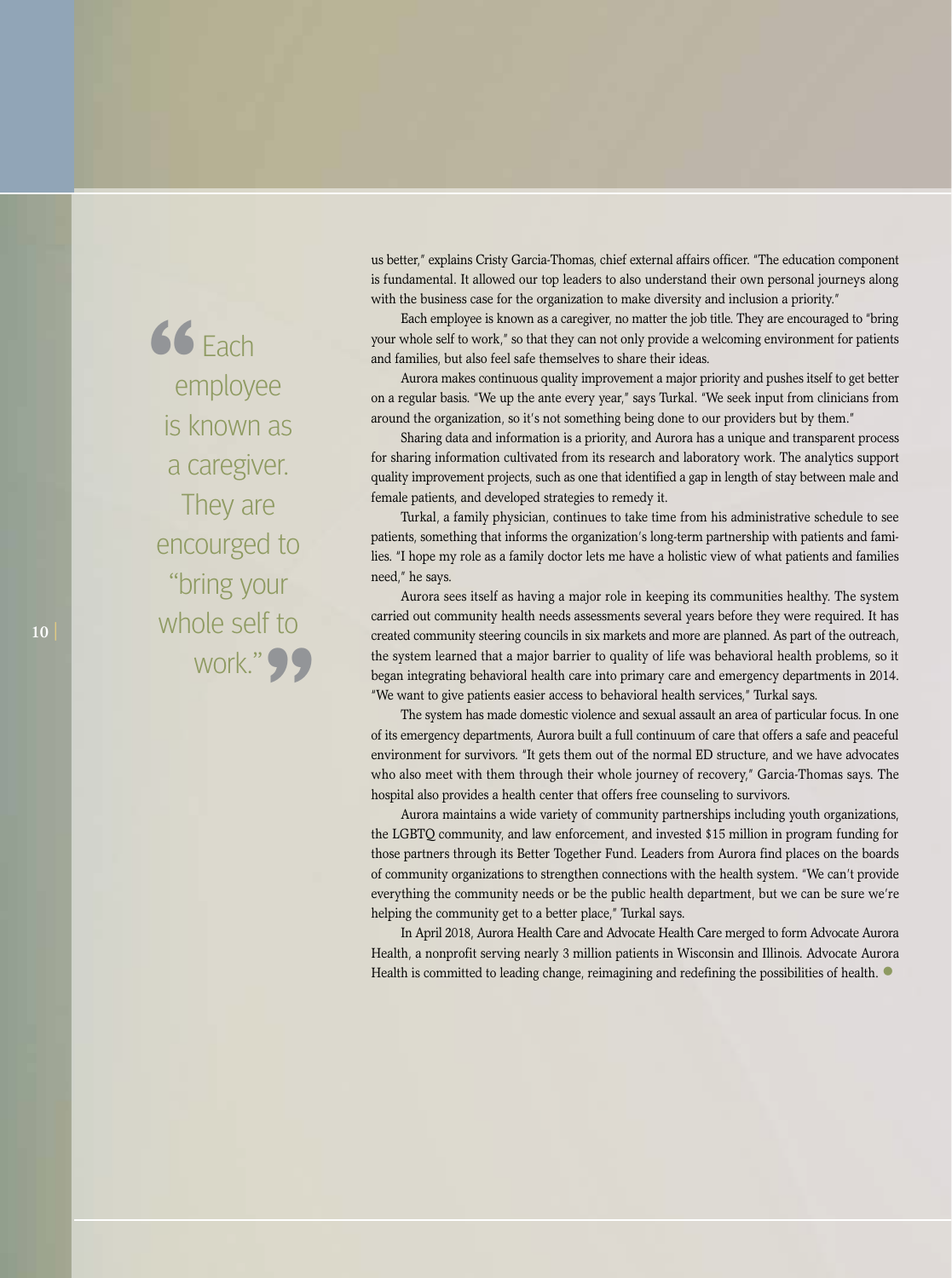> Each employee is known as a caregiver. They are encourged to "bring your whole self to work."

us better," explains Cristy Garcia-Thomas, chief external affairs officer. "The education component is fundamental. It allowed our top leaders to also understand their own personal journeys along with the business case for the organization to make diversity and inclusion a priority."

Each employee is known as a caregiver, no matter the job title. They are encouraged to "bring your whole self to work," so that they can not only provide a welcoming environment for patients and families, but also feel safe themselves to share their ideas.

Aurora makes continuous quality improvement a major priority and pushes itself to get better on a regular basis. "We up the ante every year," says Turkal. "We seek input from clinicians from around the organization, so it's not something being done to our providers but by them."

Sharing data and information is a priority, and Aurora has a unique and transparent process for sharing information cultivated from its research and laboratory work. The analytics support quality improvement projects, such as one that identified a gap in length of stay between male and female patients, and developed strategies to remedy it.

Turkal, a family physician, continues to take time from his administrative schedule to see patients, something that informs the organization's long-term partnership with patients and families. "I hope my role as a family doctor lets me have a holistic view of what patients and families need," he says.

Aurora sees itself as having a major role in keeping its communities healthy. The system carried out community health needs assessments several years before they were required. It has created community steering councils in six markets and more are planned. As part of the outreach, the system learned that a major barrier to quality of life was behavioral health problems, so it began integrating behavioral health care into primary care and emergency departments in 2014. "We want to give patients easier access to behavioral health services," Turkal says.

The system has made domestic violence and sexual assault an area of particular focus. In one of its emergency departments, Aurora built a full continuum of care that offers a safe and peaceful environment for survivors. "It gets them out of the normal ED structure, and we have advocates who also meet with them through their whole journey of recovery," Garcia-Thomas says. The hospital also provides a health center that offers free counseling to survivors.

Aurora maintains a wide variety of community partnerships including youth organizations, the LGBTQ community, and law enforcement, and invested $15 million in program funding for those partners through its Better Together Fund. Leaders from Aurora find places on the boards of community organizations to strengthen connections with the health system. "We can't provide everything the community needs or be the public health department, but we can be sure we're helping the community get to a better place," Turkal says.

In April 2018, Aurora Health Care and Advocate Health Care merged to form Advocate Aurora Health, a nonprofit serving nearly 3 million patients in Wisconsin and Illinois. Advocate Aurora Health is committed to leading change, reimagining and redefining the possibilities of health.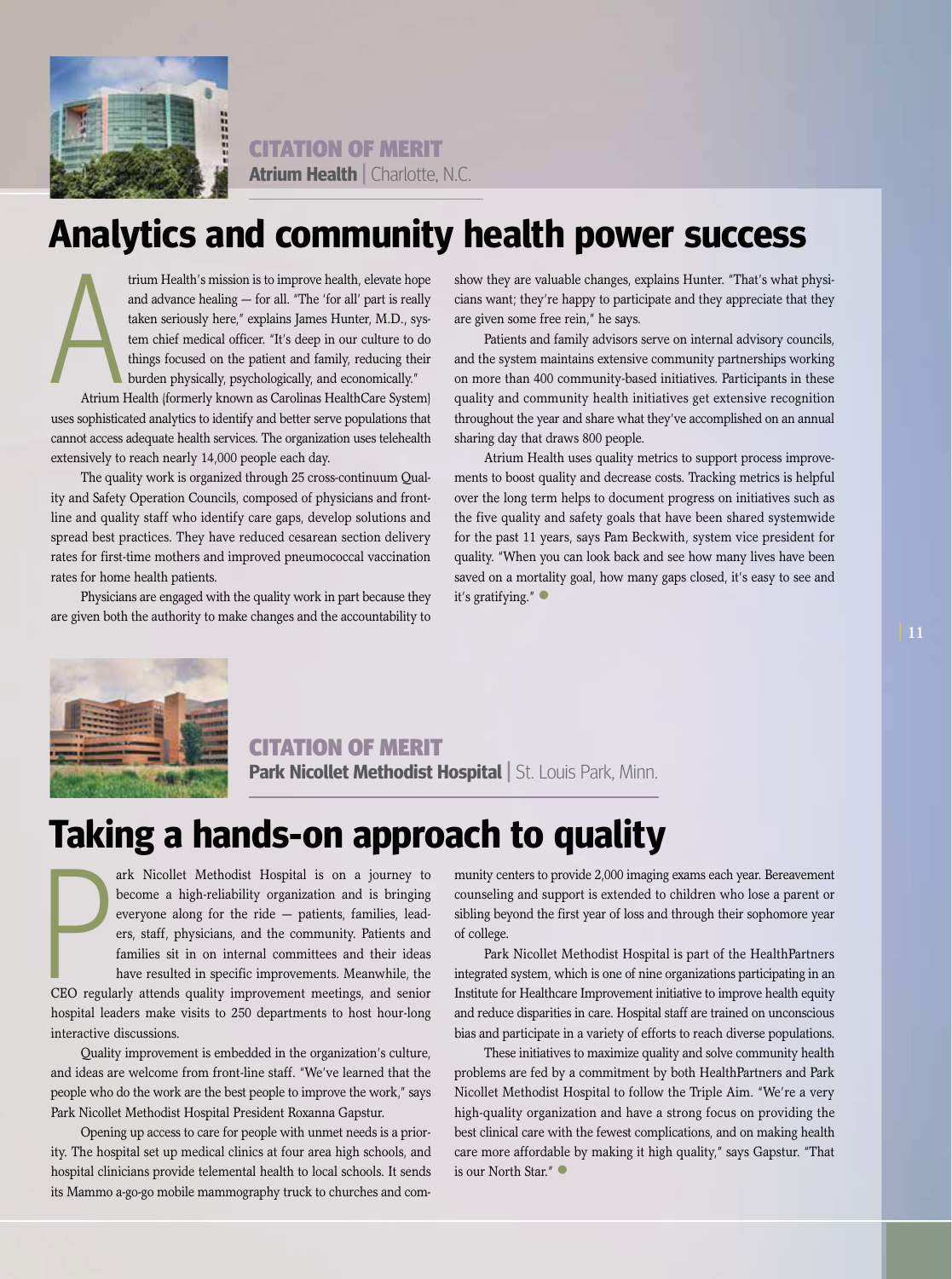CITATION OF MERIT

**Atrium Health** | Charlotte, N.C.

# Analytics and community health power success

Atrium Health's mission is to improve health, elevate hope and advance healing — for all. "The 'for all' part is really taken seriously here," explains James Hunter, M.D., system chief medical officer. "It's deep in our culture to do things focused on the patient and family, reducing their burden physically, psychologically, and economically."

Atrium Health (formerly known as Carolinas HealthCare System) uses sophisticated analytics to identify and better serve populations that cannot access adequate health services. The organization uses telehealth extensively to reach nearly 14,000 people each day.

The quality work is organized through 25 cross-continuum Quality and Safety Operation Councils, composed of physicians and front-line and quality staff who identify care gaps, develop solutions and spread best practices. They have reduced cesarean section delivery rates for first-time mothers and improved pneumococcal vaccination rates for home health patients.

Physicians are engaged with the quality work in part because they are given both the authority to make changes and the accountability to show they are valuable changes, explains Hunter. "That's what physicians want; they're happy to participate and they appreciate that they are given some free rein," he says.

Patients and family advisors serve on internal advisory councils, and the system maintains extensive community partnerships working on more than 400 community-based initiatives. Participants in these quality and community health initiatives get extensive recognition throughout the year and share what they've accomplished on an annual sharing day that draws 800 people.

Atrium Health uses quality metrics to support process improvements to boost quality and decrease costs. Tracking metrics is helpful over the long term helps to document progress on initiatives such as the five quality and safety goals that have been shared systemwide for the past 11 years, says Pam Beckwith, system vice president for quality. "When you can look back and see how many lives have been saved on a mortality goal, how many gaps closed, it's easy to see and it's gratifying."

CITATION OF MERIT

**Park Nicollet Methodist Hospital** | St. Louis Park, Minn.

# Taking a hands-on approach to quality

Park Nicollet Methodist Hospital is on a journey to become a high-reliability organization and is bringing everyone along for the ride — patients, families, leaders, staff, physicians, and the community. Patients and families sit in on internal committees and their ideas have resulted in specific improvements. Meanwhile, the CEO regularly attends quality improvement meetings, and senior hospital leaders make visits to 250 departments to host hour-long interactive discussions.

Quality improvement is embedded in the organization's culture, and ideas are welcome from front-line staff. "We've learned that the people who do the work are the best people to improve the work," says Park Nicollet Methodist Hospital President Roxanna Gapstur.

Opening up access to care for people with unmet needs is a priority. The hospital set up medical clinics at four area high schools, and hospital clinicians provide telemental health to local schools. It sends its Mammo a-go-go mobile mammography truck to churches and community centers to provide 2,000 imaging exams each year. Bereavement counseling and support is extended to children who lose a parent or sibling beyond the first year of loss and through their sophomore year of college.

Park Nicollet Methodist Hospital is part of the HealthPartners integrated system, which is one of nine organizations participating in an Institute for Healthcare Improvement initiative to improve health equity and reduce disparities in care. Hospital staff are trained on unconscious bias and participate in a variety of efforts to reach diverse populations.

These initiatives to maximize quality and solve community health problems are fed by a commitment by both HealthPartners and Park Nicollet Methodist Hospital to follow the Triple Aim. "We're a very high-quality organization and have a strong focus on providing the best clinical care with the fewest complications, and on making health care more affordable by making it high quality," says Gapstur. "That is our North Star."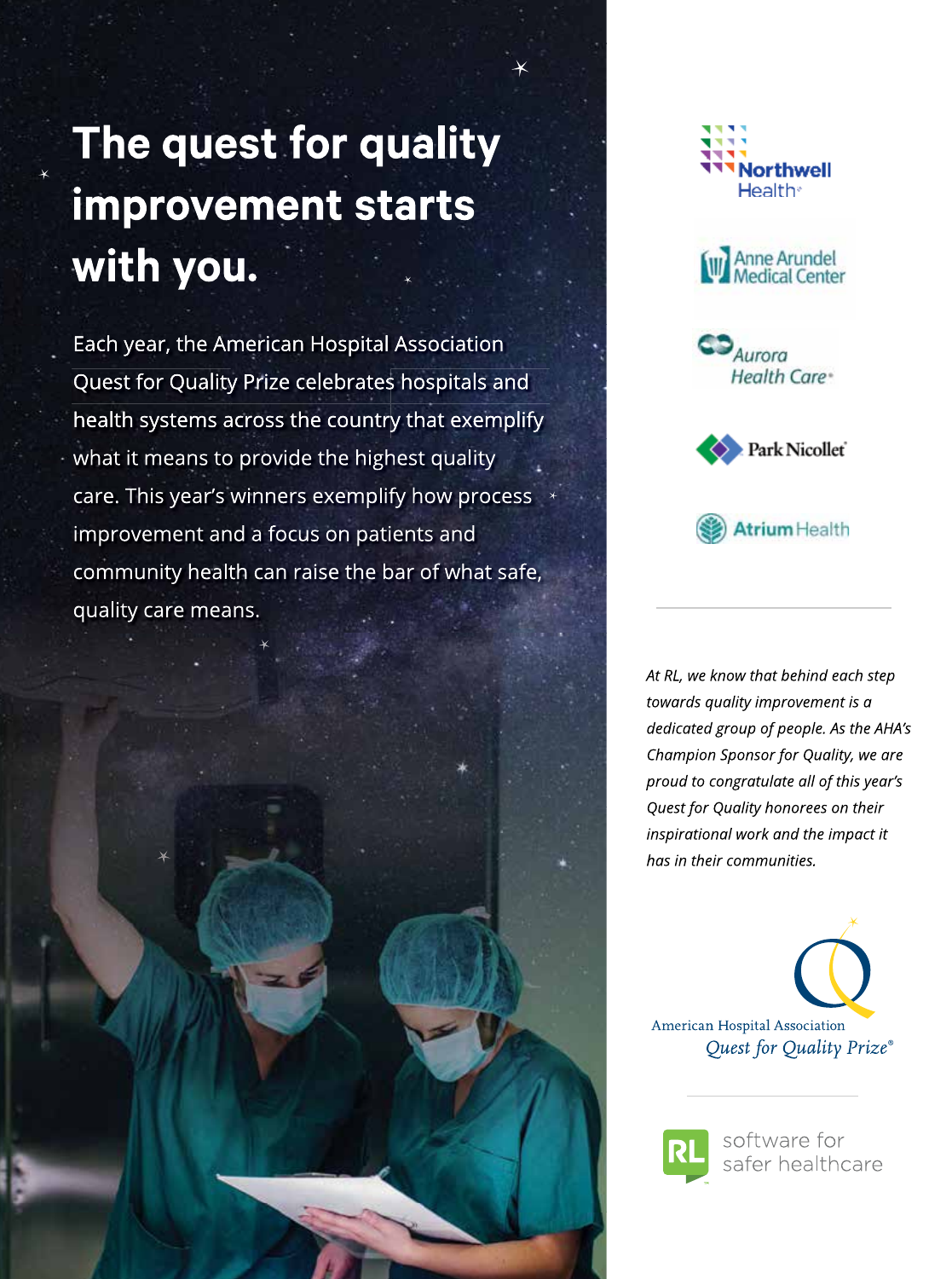# The quest for quality improvement starts with you.

Each year, the American Hospital Association Quest for Quality Prize celebrates hospitals and health systems across the country that exemplify what it means to provide the highest quality care. This year's winners exemplify how process improvement and a focus on patients and community health can raise the bar of what safe, quality care means.

Northwell Health

Anne Arundel Medical Center

Aurora Health Care

Park Nicollet

Atrium Health

*At RL, we know that behind each step towards quality improvement is a dedicated group of people. As the AHA's Champion Sponsor for Quality, we are proud to congratulate all of this year's Quest for Quality honorees on their inspirational work and the impact it has in their communities.*

American Hospital Association
*Quest for Quality Prize®*

RL software for safer healthcare